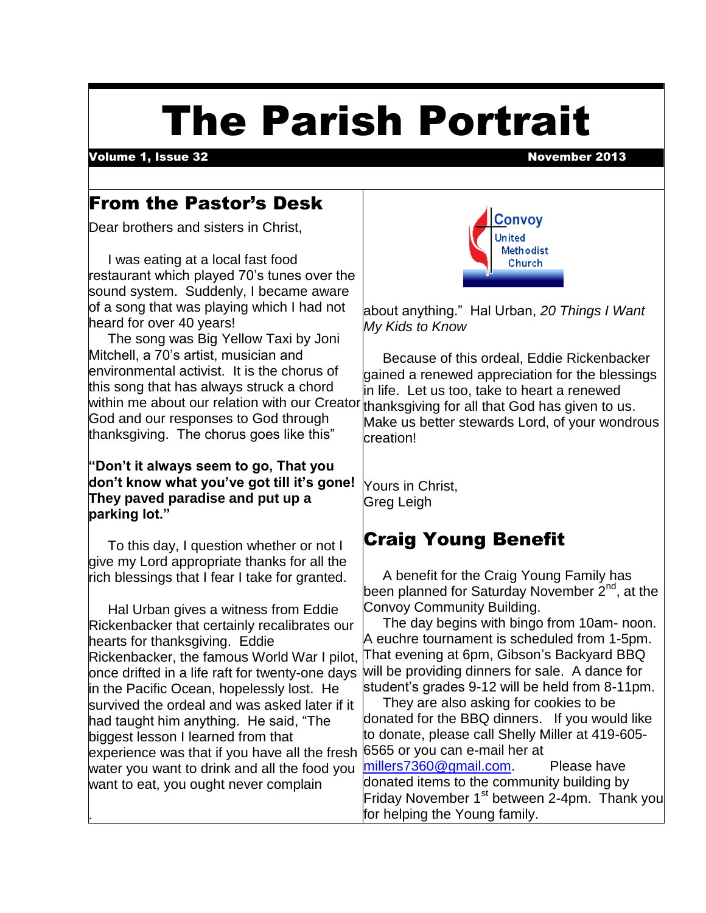# The Parish Portrait

**Volume 1, Issue 32** **November 2013**

## From the Pastor's Desk

Dear brothers and sisters in Christ,

I was eating at a local fast food restaurant which played 70's tunes over the sound system. Suddenly, I became aware of a song that was playing which I had not heard for over 40 years!

The song was Big Yellow Taxi by Joni Mitchell, a 70's artist, musician and environmental activist. It is the chorus of this song that has always struck a chord within me about our relation with our Creator God and our responses to God through thanksgiving. The chorus goes like this"

**"Don't it always seem to go, That you don't know what you've got till it's gone! They paved paradise and put up a parking lot."**

To this day, I question whether or not I give my Lord appropriate thanks for all the rich blessings that I fear I take for granted.

Hal Urban gives a witness from Eddie Rickenbacker that certainly recalibrates our hearts for thanksgiving. Eddie Rickenbacker, the famous World War I pilot, once drifted in a life raft for twenty-one days in the Pacific Ocean, hopelessly lost. He survived the ordeal and was asked later if it had taught him anything. He said, "The biggest lesson I learned from that experience was that if you have all the fresh water you want to drink and all the food you want to eat, you ought never complain about anything." Hal Urban, *20 Things I Want My Kids to Know*

Because of this ordeal, Eddie Rickenbacker gained a renewed appreciation for the blessings in life. Let us too, take to heart a renewed thanksgiving for all that God has given to us. Make us better stewards Lord, of your wondrous creation!

Yours in Christ,
Greg Leigh

## Craig Young Benefit

A benefit for the Craig Young Family has been planned for Saturday November 2nd, at the Convoy Community Building.

The day begins with bingo from 10am- noon. A euchre tournament is scheduled from 1-5pm. That evening at 6pm, Gibson's Backyard BBQ will be providing dinners for sale. A dance for student's grades 9-12 will be held from 8-11pm.

They are also asking for cookies to be donated for the BBQ dinners. If you would like to donate, please call Shelly Miller at 419-605-6565 or you can e-mail her at millers7360@gmail.com. Please have donated items to the community building by Friday November 1st between 2-4pm. Thank you for helping the Young family.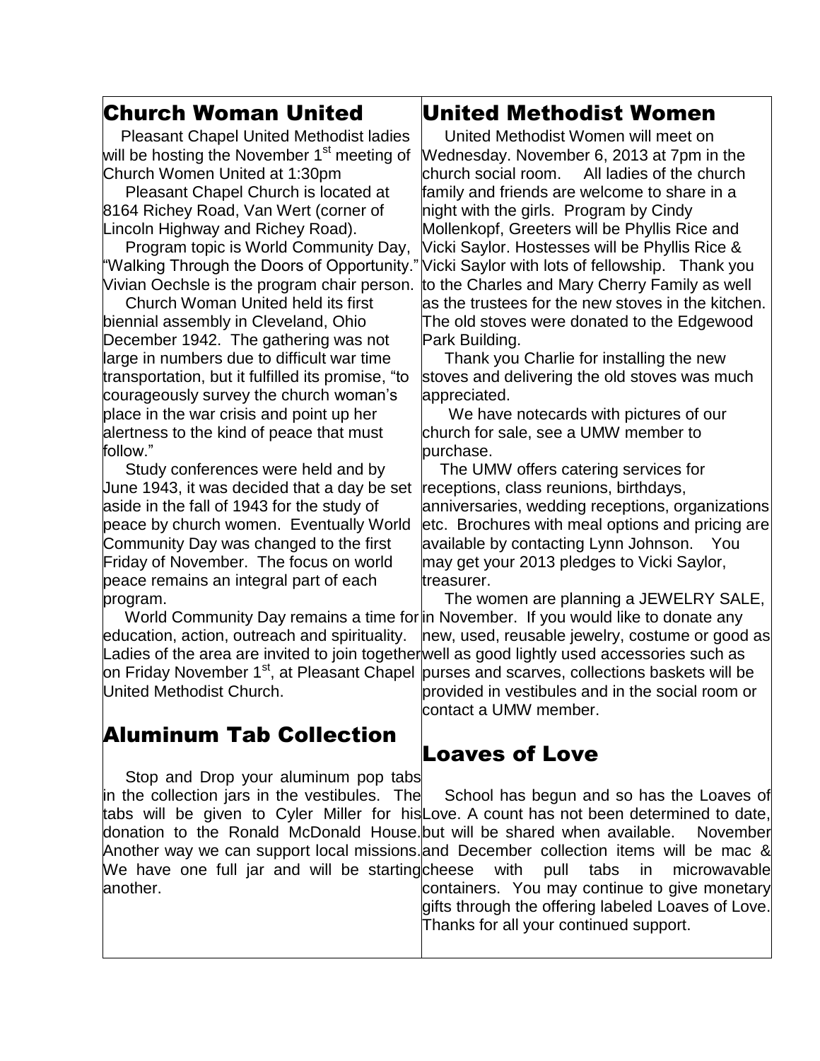## Church Woman United

Pleasant Chapel United Methodist ladies will be hosting the November 1st meeting of Church Women United at 1:30pm

Pleasant Chapel Church is located at 8164 Richey Road, Van Wert (corner of Lincoln Highway and Richey Road).

Program topic is World Community Day, "Walking Through the Doors of Opportunity." Vivian Oechsle is the program chair person.

Church Woman United held its first biennial assembly in Cleveland, Ohio December 1942. The gathering was not large in numbers due to difficult war time transportation, but it fulfilled its promise, "to courageously survey the church woman's place in the war crisis and point up her alertness to the kind of peace that must follow."

Study conferences were held and by June 1943, it was decided that a day be set aside in the fall of 1943 for the study of peace by church women. Eventually World Community Day was changed to the first Friday of November. The focus on world peace remains an integral part of each program.

World Community Day remains a time for education, action, outreach and spirituality. Ladies of the area are invited to join together on Friday November 1st, at Pleasant Chapel United Methodist Church.

## Aluminum Tab Collection

Stop and Drop your aluminum pop tabs in the collection jars in the vestibules. The tabs will be given to Cyler Miller for his donation to the Ronald McDonald House. Another way we can support local missions. We have one full jar and will be starting another.

## United Methodist Women

United Methodist Women will meet on Wednesday. November 6, 2013 at 7pm in the church social room. All ladies of the church family and friends are welcome to share in a night with the girls. Program by Cindy Mollenkopf, Greeters will be Phyllis Rice and Vicki Saylor. Hostesses will be Phyllis Rice & Vicki Saylor with lots of fellowship. Thank you to the Charles and Mary Cherry Family as well as the trustees for the new stoves in the kitchen. The old stoves were donated to the Edgewood Park Building.

Thank you Charlie for installing the new stoves and delivering the old stoves was much appreciated.

We have notecards with pictures of our church for sale, see a UMW member to purchase.

The UMW offers catering services for receptions, class reunions, birthdays, anniversaries, wedding receptions, organizations etc. Brochures with meal options and pricing are available by contacting Lynn Johnson. You may get your 2013 pledges to Vicki Saylor, treasurer.

The women are planning a JEWELRY SALE, in November. If you would like to donate any new, used, reusable jewelry, costume or good as well as good lightly used accessories such as purses and scarves, collections baskets will be provided in vestibules and in the social room or contact a UMW member.

## Loaves of Love

School has begun and so has the Loaves of Love. A count has not been determined to date, but will be shared when available. November and December collection items will be mac & cheese with pull tabs in microwavable containers. You may continue to give monetary gifts through the offering labeled Loaves of Love. Thanks for all your continued support.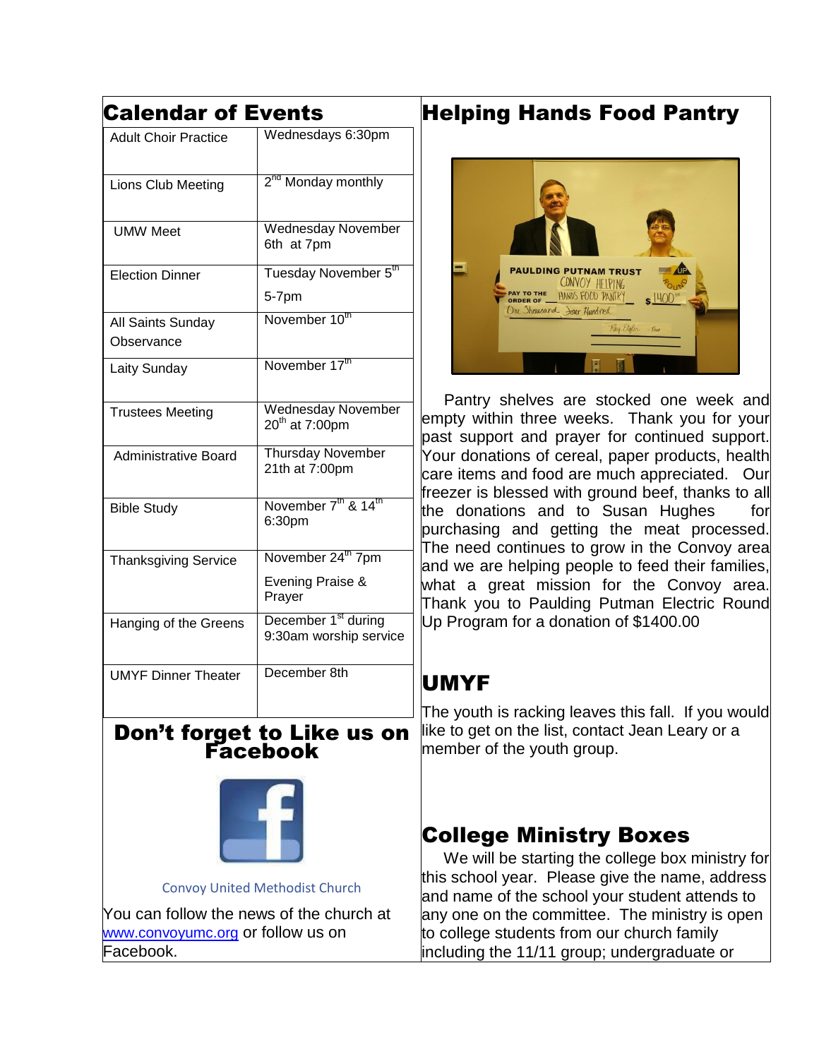## Calendar of Events

| Event | Date |
|---|---|
| Adult Choir Practice | Wednesdays 6:30pm |
| Lions Club Meeting | 2nd Monday monthly |
| UMW Meet | Wednesday November 6th at 7pm |
| Election Dinner | Tuesday November 5th 5-7pm |
| All Saints Sunday Observance | November 10th |
| Laity Sunday | November 17th |
| Trustees Meeting | Wednesday November 20th at 7:00pm |
| Administrative Board | Thursday November 21th at 7:00pm |
| Bible Study | November 7th & 14th 6:30pm |
| Thanksgiving Service | November 24th 7pm Evening Praise & Prayer |
| Hanging of the Greens | December 1st during 9:30am worship service |
| UMYF Dinner Theater | December 8th |

## Don't forget to Like us on Facebook

Convoy United Methodist Church

You can follow the news of the church at www.convoyumc.org or follow us on Facebook.

## Helping Hands Food Pantry

Pantry shelves are stocked one week and empty within three weeks. Thank you for your past support and prayer for continued support. Your donations of cereal, paper products, health care items and food are much appreciated. Our freezer is blessed with ground beef, thanks to all the donations and to Susan Hughes for purchasing and getting the meat processed. The need continues to grow in the Convoy area and we are helping people to feed their families, what a great mission for the Convoy area. Thank you to Paulding Putman Electric Round Up Program for a donation of $1400.00

## UMYF

The youth is racking leaves this fall. If you would like to get on the list, contact Jean Leary or a member of the youth group.

## College Ministry Boxes

We will be starting the college box ministry for this school year. Please give the name, address and name of the school your student attends to any one on the committee. The ministry is open to college students from our church family including the 11/11 group; undergraduate or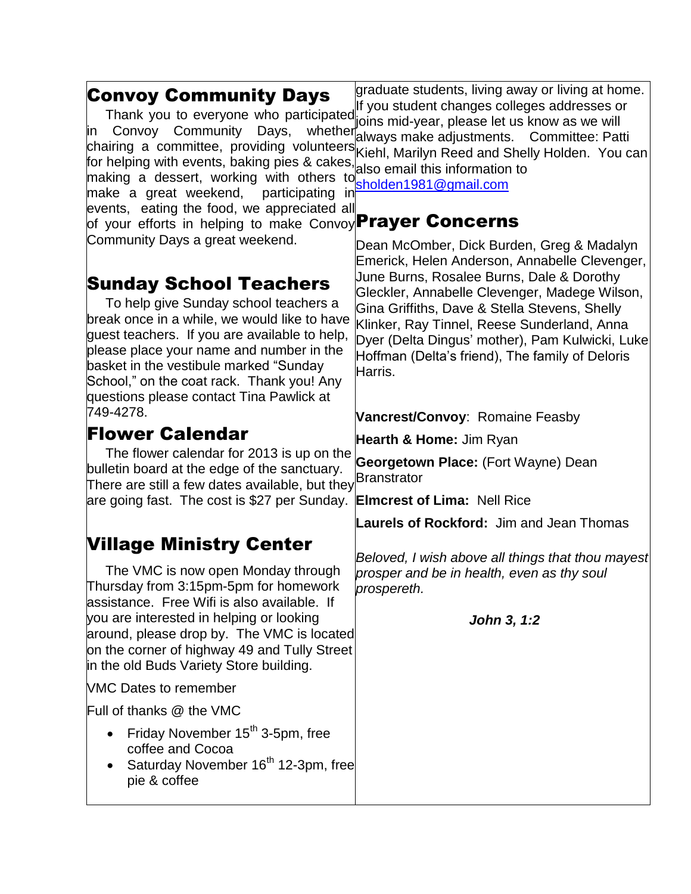## Convoy Community Days

Thank you to everyone who participated in Convoy Community Days, whether chairing a committee, providing volunteers for helping with events, baking pies & cakes, making a dessert, working with others to make a great weekend, participating in events, eating the food, we appreciated all of your efforts in helping to make Convoy Community Days a great weekend.

## Sunday School Teachers

To help give Sunday school teachers a break once in a while, we would like to have guest teachers. If you are available to help, please place your name and number in the basket in the vestibule marked "Sunday School," on the coat rack. Thank you! Any questions please contact Tina Pawlick at 749-4278.

## Flower Calendar

The flower calendar for 2013 is up on the bulletin board at the edge of the sanctuary. There are still a few dates available, but they are going fast. The cost is $27 per Sunday.

## Village Ministry Center

The VMC is now open Monday through Thursday from 3:15pm-5pm for homework assistance. Free Wifi is also available. If you are interested in helping or looking around, please drop by. The VMC is located on the corner of highway 49 and Tully Street in the old Buds Variety Store building.

VMC Dates to remember

Full of thanks @ the VMC

- Friday November 15th 3-5pm, free coffee and Cocoa
- Saturday November 16th 12-3pm, free pie & coffee

graduate students, living away or living at home. If you student changes colleges addresses or joins mid-year, please let us know as we will always make adjustments. Committee: Patti Kiehl, Marilyn Reed and Shelly Holden. You can also email this information to sholden1981@gmail.com

## Prayer Concerns

Dean McOmber, Dick Burden, Greg & Madalyn Emerick, Helen Anderson, Annabelle Clevenger, June Burns, Rosalee Burns, Dale & Dorothy Gleckler, Annabelle Clevenger, Madege Wilson, Gina Griffiths, Dave & Stella Stevens, Shelly Klinker, Ray Tinnel, Reese Sunderland, Anna Dyer (Delta Dingus' mother), Pam Kulwicki, Luke Hoffman (Delta's friend), The family of Deloris Harris.

**Vancrest/Convoy**: Romaine Feasby

**Hearth & Home:** Jim Ryan

**Georgetown Place:** (Fort Wayne) Dean Branstrator

**Elmcrest of Lima:** Nell Rice

**Laurels of Rockford:** Jim and Jean Thomas

*Beloved, I wish above all things that thou mayest prosper and be in health, even as thy soul prospereth.*

***John 3, 1:2***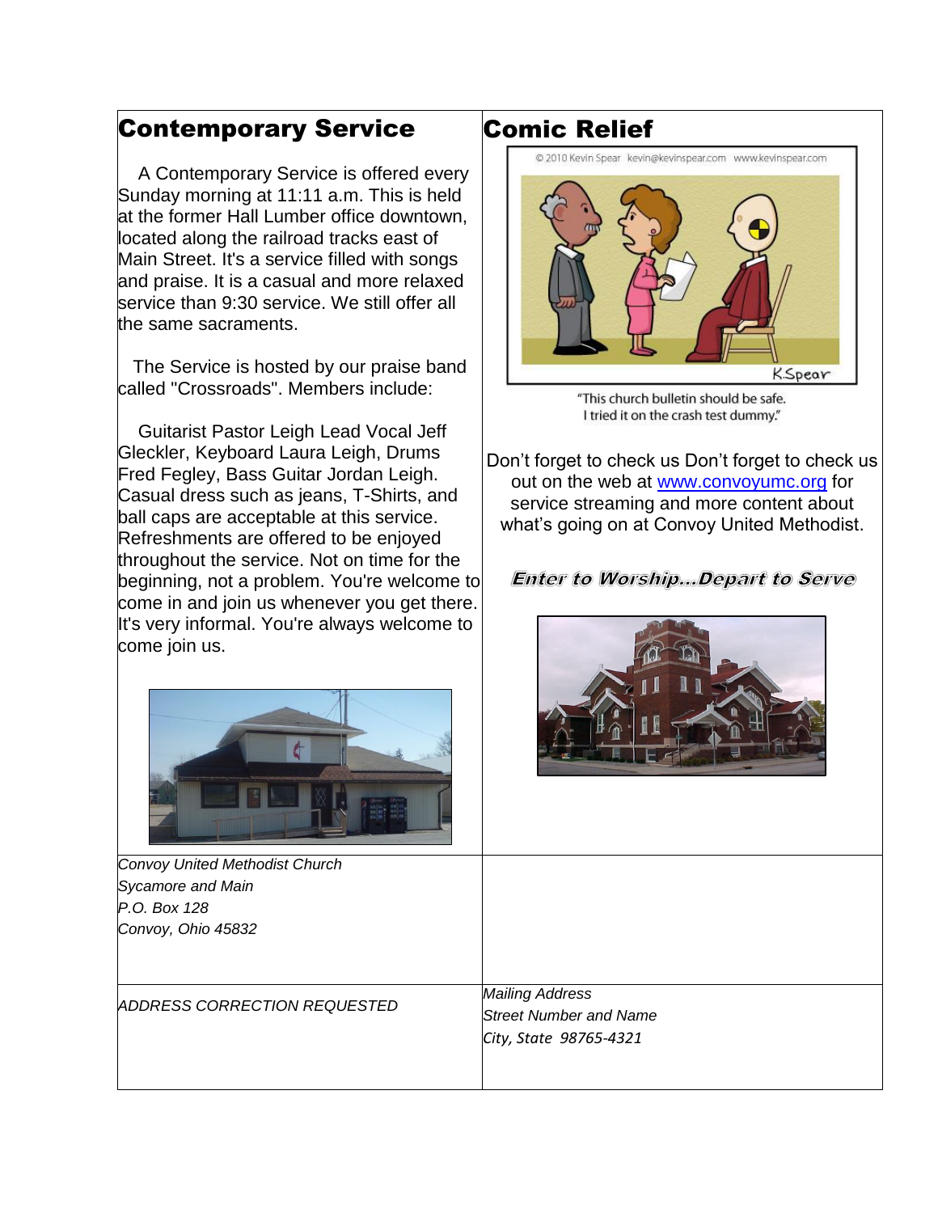## Contemporary Service

A Contemporary Service is offered every Sunday morning at 11:11 a.m. This is held at the former Hall Lumber office downtown, located along the railroad tracks east of Main Street. It's a service filled with songs and praise. It is a casual and more relaxed service than 9:30 service. We still offer all the same sacraments.

The Service is hosted by our praise band called "Crossroads". Members include:

Guitarist Pastor Leigh Lead Vocal Jeff Gleckler, Keyboard Laura Leigh, Drums Fred Fegley, Bass Guitar Jordan Leigh. Casual dress such as jeans, T-Shirts, and ball caps are acceptable at this service. Refreshments are offered to be enjoyed throughout the service. Not on time for the beginning, not a problem. You're welcome to come in and join us whenever you get there. It's very informal. You're always welcome to come join us.

## Comic Relief

"This church bulletin should be safe. I tried it on the crash test dummy."

Don't forget to check us Don't forget to check us out on the web at www.convoyumc.org for service streaming and more content about what's going on at Convoy United Methodist.

***Enter to Worship...Depart to Serve***

*Convoy United Methodist Church*
*Sycamore and Main*
*P.O. Box 128*
*Convoy, Ohio 45832*

*ADDRESS CORRECTION REQUESTED*

*Mailing Address*
*Street Number and Name*
*City, State 98765-4321*